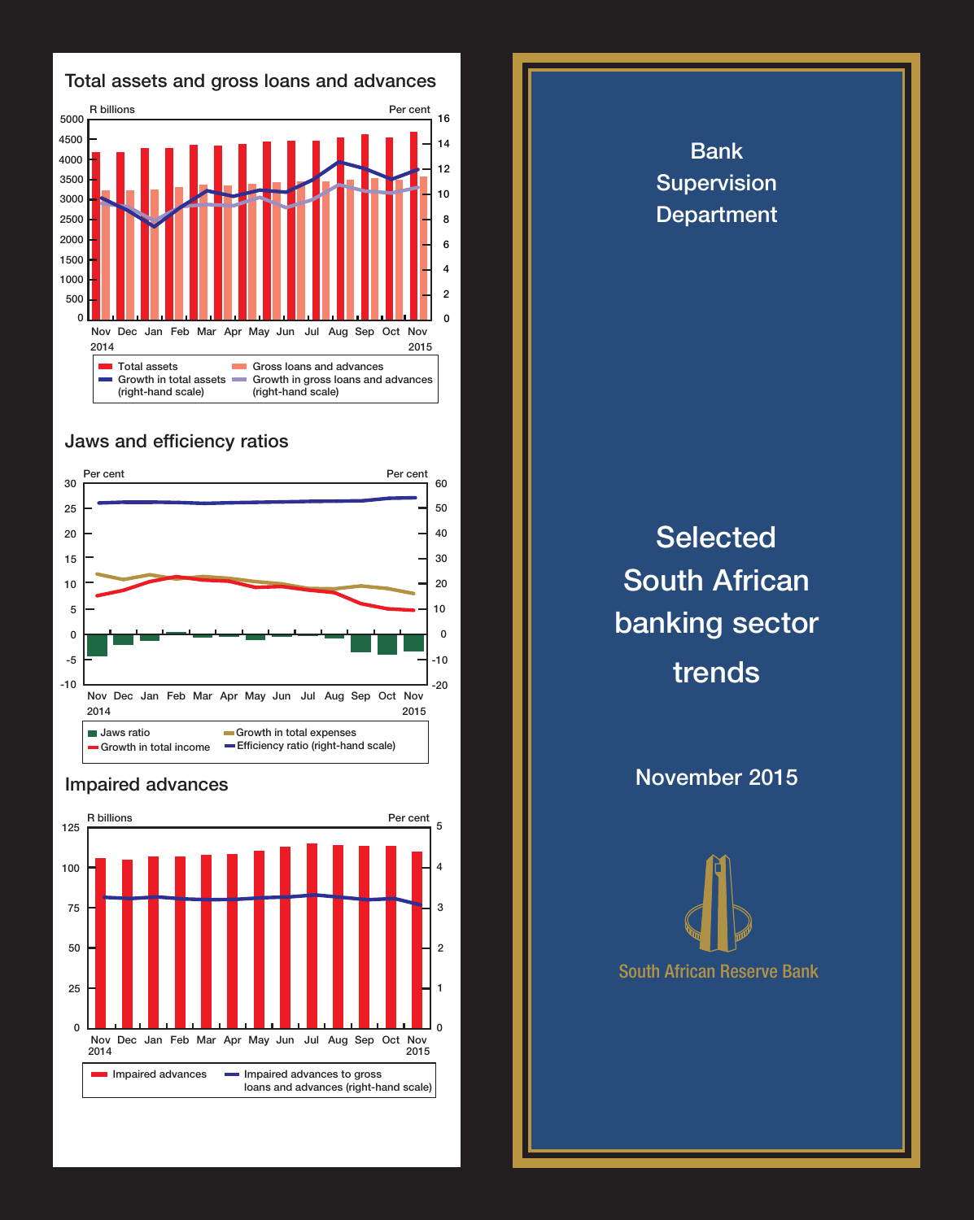## Total assets and gross loans and advances

R billions / Per cent

Nov 2014, Dec, Jan, Feb, Mar, Apr, May, Jun, Jul, Aug, Sep, Oct, Nov 2015

- Total assets
- Gross loans and advances
- Growth in total assets (right-hand scale)
- Growth in gross loans and advances (right-hand scale)

## Jaws and efficiency ratios

Per cent / Per cent

Nov 2014, Dec, Jan, Feb, Mar, Apr, May, Jun, Jul, Aug, Sep, Oct, Nov 2015

- Jaws ratio
- Growth in total income
- Growth in total expenses
- Efficiency ratio (right-hand scale)

## Impaired advances

R billions / Per cent

Nov 2014, Dec, Jan, Feb, Mar, Apr, May, Jun, Jul, Aug, Sep, Oct, Nov 2015

- Impaired advances
- Impaired advances to gross loans and advances (right-hand scale)

Bank Supervision Department

# Selected South African banking sector trends

November 2015

South African Reserve Bank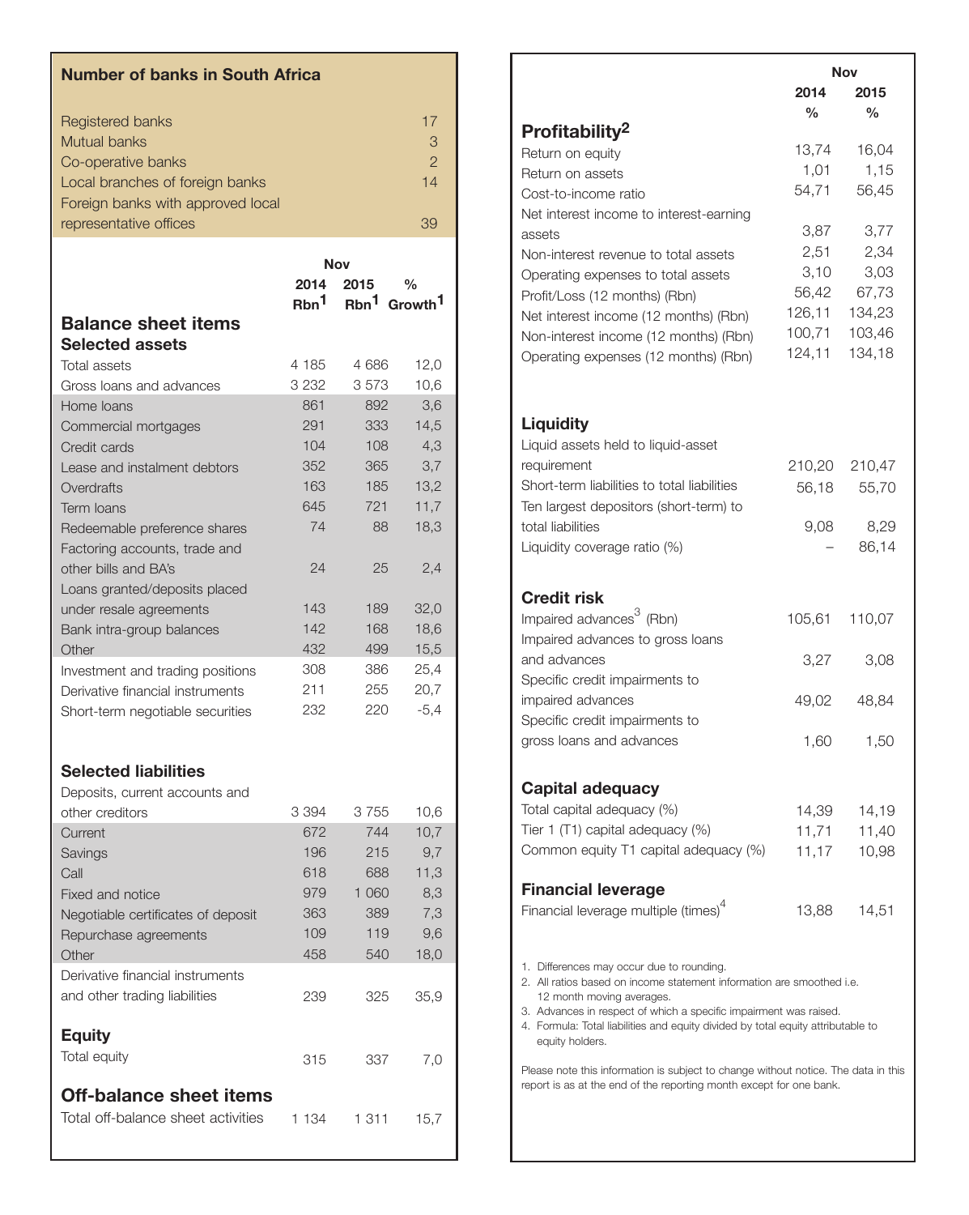## Number of banks in South Africa

| | |
|---|---|
| Registered banks | 17 |
| Mutual banks | 3 |
| Co-operative banks | 2 |
| Local branches of foreign banks | 14 |
| Foreign banks with approved local representative offices | 39 |

| | Nov 2014 Rbn[1] | Nov 2015 Rbn[1] | % Growth[1] |
|---|---|---|---|
| **Balance sheet items** | | | |
| **Selected assets** | | | |
| Total assets | 4 185 | 4 686 | 12,0 |
| Gross loans and advances | 3 232 | 3 573 | 10,6 |
| Home loans | 861 | 892 | 3,6 |
| Commercial mortgages | 291 | 333 | 14,5 |
| Credit cards | 104 | 108 | 4,3 |
| Lease and instalment debtors | 352 | 365 | 3,7 |
| Overdrafts | 163 | 185 | 13,2 |
| Term loans | 645 | 721 | 11,7 |
| Redeemable preference shares | 74 | 88 | 18,3 |
| Factoring accounts, trade and other bills and BA's | 24 | 25 | 2,4 |
| Loans granted/deposits placed under resale agreements | 143 | 189 | 32,0 |
| Bank intra-group balances | 142 | 168 | 18,6 |
| Other | 432 | 499 | 15,5 |
| Investment and trading positions | 308 | 386 | 25,4 |
| Derivative financial instruments | 211 | 255 | 20,7 |
| Short-term negotiable securities | 232 | 220 | -5,4 |
| **Selected liabilities** | | | |
| Deposits, current accounts and other creditors | 3 394 | 3 755 | 10,6 |
| Current | 672 | 744 | 10,7 |
| Savings | 196 | 215 | 9,7 |
| Call | 618 | 688 | 11,3 |
| Fixed and notice | 979 | 1 060 | 8,3 |
| Negotiable certificates of deposit | 363 | 389 | 7,3 |
| Repurchase agreements | 109 | 119 | 9,6 |
| Other | 458 | 540 | 18,0 |
| Derivative financial instruments and other trading liabilities | 239 | 325 | 35,9 |
| **Equity** | | | |
| Total equity | 315 | 337 | 7,0 |
| **Off-balance sheet items** | | | |
| Total off-balance sheet activities | 1 134 | 1 311 | 15,7 |

| | Nov 2014 % | Nov 2015 % |
|---|---|---|
| **Profitability[2]** | | |
| Return on equity | 13,74 | 16,04 |
| Return on assets | 1,01 | 1,15 |
| Cost-to-income ratio | 54,71 | 56,45 |
| Net interest income to interest-earning assets | 3,87 | 3,77 |
| Non-interest revenue to total assets | 2,51 | 2,34 |
| Operating expenses to total assets | 3,10 | 3,03 |
| Profit/Loss (12 months) (Rbn) | 56,42 | 67,73 |
| Net interest income (12 months) (Rbn) | 126,11 | 134,23 |
| Non-interest income (12 months) (Rbn) | 100,71 | 103,46 |
| Operating expenses (12 months) (Rbn) | 124,11 | 134,18 |
| **Liquidity** | | |
| Liquid assets held to liquid-asset requirement | 210,20 | 210,47 |
| Short-term liabilities to total liabilities | 56,18 | 55,70 |
| Ten largest depositors (short-term) to total liabilities | 9,08 | 8,29 |
| Liquidity coverage ratio (%) | – | 86,14 |
| **Credit risk** | | |
| Impaired advances[3] (Rbn) | 105,61 | 110,07 |
| Impaired advances to gross loans and advances | 3,27 | 3,08 |
| Specific credit impairments to impaired advances | 49,02 | 48,84 |
| Specific credit impairments to gross loans and advances | 1,60 | 1,50 |
| **Capital adequacy** | | |
| Total capital adequacy (%) | 14,39 | 14,19 |
| Tier 1 (T1) capital adequacy (%) | 11,71 | 11,40 |
| Common equity T1 capital adequacy (%) | 11,17 | 10,98 |
| **Financial leverage** | | |
| Financial leverage multiple (times)[4] | 13,88 | 14,51 |

1. Differences may occur due to rounding.
2. All ratios based on income statement information are smoothed i.e. 12 month moving averages.
3. Advances in respect of which a specific impairment was raised.
4. Formula: Total liabilities and equity divided by total equity attributable to equity holders.

Please note this information is subject to change without notice. The data in this report is as at the end of the reporting month except for one bank.